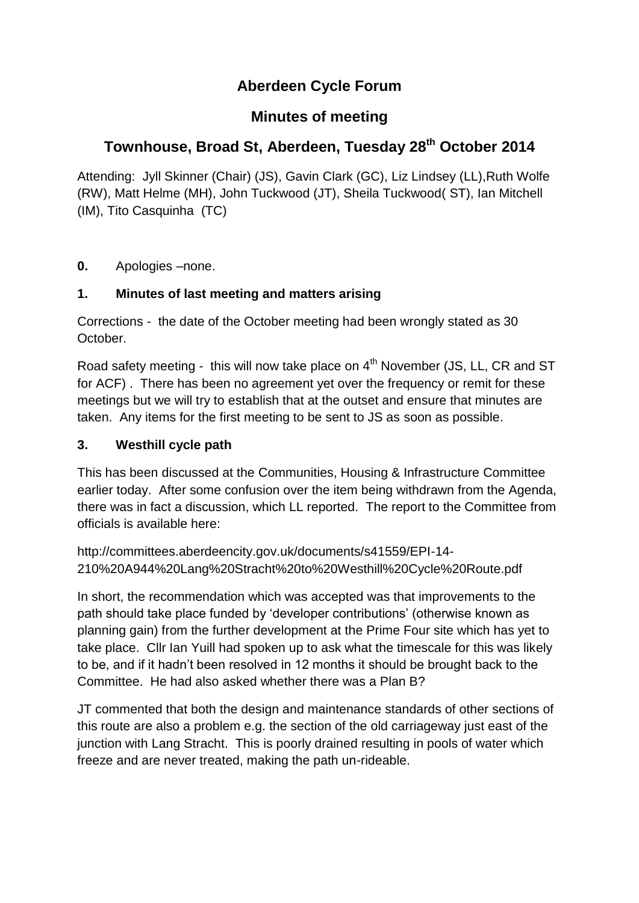# Aberdeen Cycle Forum

## Minutes of meeting

## Townhouse, Broad St, Aberdeen, Tuesday 28th October 2014

Attending: Jyll Skinner (Chair) (JS), Gavin Clark (GC), Liz Lindsey (LL),Ruth Wolfe (RW), Matt Helme (MH), John Tuckwood (JT), Sheila Tuckwood( ST), Ian Mitchell (IM), Tito Casquinha (TC)

**0.** Apologies –none.

### 1. Minutes of last meeting and matters arising

Corrections - the date of the October meeting had been wrongly stated as 30 October.

Road safety meeting - this will now take place on 4th November (JS, LL, CR and ST for ACF) . There has been no agreement yet over the frequency or remit for these meetings but we will try to establish that at the outset and ensure that minutes are taken. Any items for the first meeting to be sent to JS as soon as possible.

### 3. Westhill cycle path

This has been discussed at the Communities, Housing & Infrastructure Committee earlier today. After some confusion over the item being withdrawn from the Agenda, there was in fact a discussion, which LL reported. The report to the Committee from officials is available here:

http://committees.aberdeencity.gov.uk/documents/s41559/EPI-14-210%20A944%20Lang%20Stracht%20to%20Westhill%20Cycle%20Route.pdf

In short, the recommendation which was accepted was that improvements to the path should take place funded by 'developer contributions' (otherwise known as planning gain) from the further development at the Prime Four site which has yet to take place. Cllr Ian Yuill had spoken up to ask what the timescale for this was likely to be, and if it hadn't been resolved in 12 months it should be brought back to the Committee. He had also asked whether there was a Plan B?

JT commented that both the design and maintenance standards of other sections of this route are also a problem e.g. the section of the old carriageway just east of the junction with Lang Stracht. This is poorly drained resulting in pools of water which freeze and are never treated, making the path un-rideable.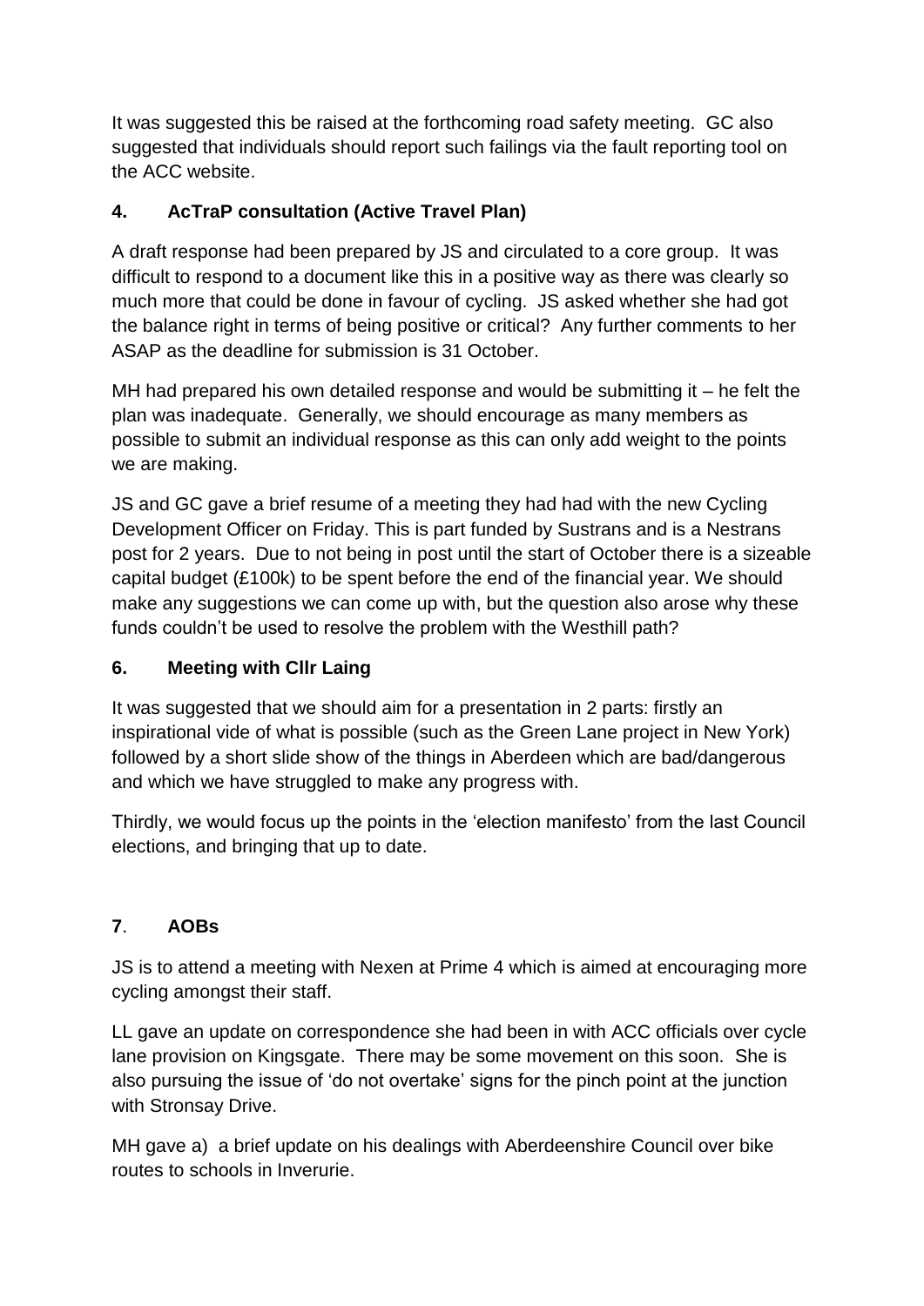It was suggested this be raised at the forthcoming road safety meeting. GC also suggested that individuals should report such failings via the fault reporting tool on the ACC website.

## 4. AcTraP consultation (Active Travel Plan)

A draft response had been prepared by JS and circulated to a core group. It was difficult to respond to a document like this in a positive way as there was clearly so much more that could be done in favour of cycling. JS asked whether she had got the balance right in terms of being positive or critical? Any further comments to her ASAP as the deadline for submission is 31 October.

MH had prepared his own detailed response and would be submitting it – he felt the plan was inadequate. Generally, we should encourage as many members as possible to submit an individual response as this can only add weight to the points we are making.

JS and GC gave a brief resume of a meeting they had had with the new Cycling Development Officer on Friday. This is part funded by Sustrans and is a Nestrans post for 2 years. Due to not being in post until the start of October there is a sizeable capital budget (£100k) to be spent before the end of the financial year. We should make any suggestions we can come up with, but the question also arose why these funds couldn't be used to resolve the problem with the Westhill path?

## 6. Meeting with Cllr Laing

It was suggested that we should aim for a presentation in 2 parts: firstly an inspirational vide of what is possible (such as the Green Lane project in New York) followed by a short slide show of the things in Aberdeen which are bad/dangerous and which we have struggled to make any progress with.

Thirdly, we would focus up the points in the 'election manifesto' from the last Council elections, and bringing that up to date.

## 7. AOBs

JS is to attend a meeting with Nexen at Prime 4 which is aimed at encouraging more cycling amongst their staff.

LL gave an update on correspondence she had been in with ACC officials over cycle lane provision on Kingsgate. There may be some movement on this soon. She is also pursuing the issue of 'do not overtake' signs for the pinch point at the junction with Stronsay Drive.

MH gave a) a brief update on his dealings with Aberdeenshire Council over bike routes to schools in Inverurie.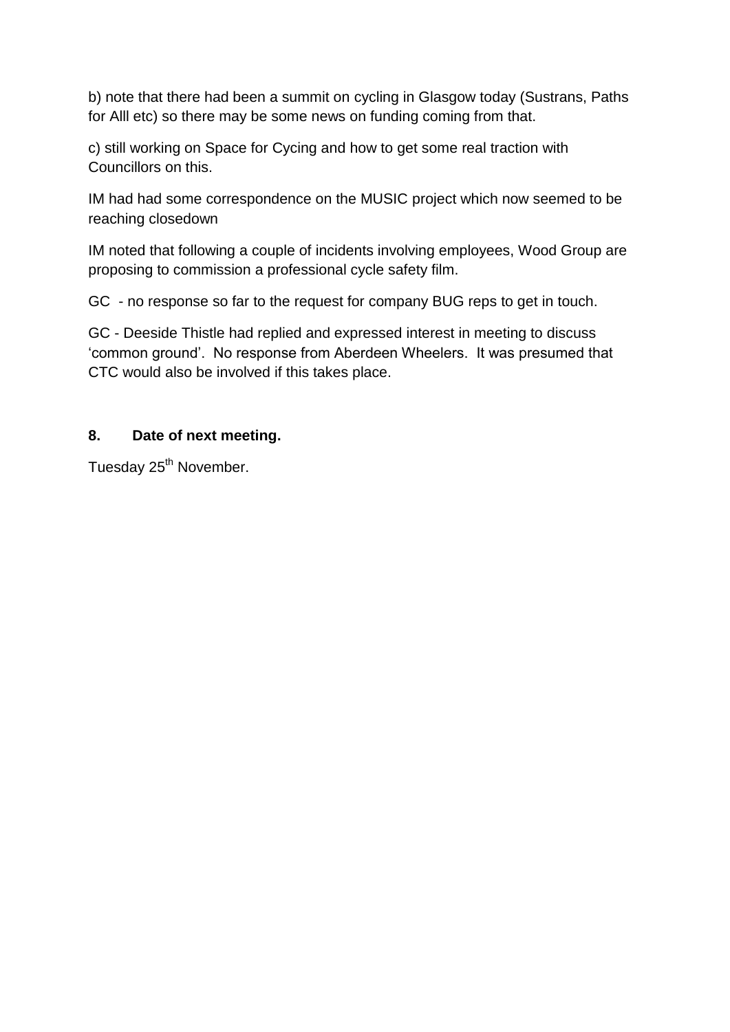b) note that there had been a summit on cycling in Glasgow today (Sustrans, Paths for Alll etc) so there may be some news on funding coming from that.

c) still working on Space for Cycing and how to get some real traction with Councillors on this.

IM had had some correspondence on the MUSIC project which now seemed to be reaching closedown

IM noted that following a couple of incidents involving employees, Wood Group are proposing to commission a professional cycle safety film.

GC - no response so far to the request for company BUG reps to get in touch.

GC - Deeside Thistle had replied and expressed interest in meeting to discuss 'common ground'. No response from Aberdeen Wheelers. It was presumed that CTC would also be involved if this takes place.

## 8. Date of next meeting.

Tuesday 25th November.